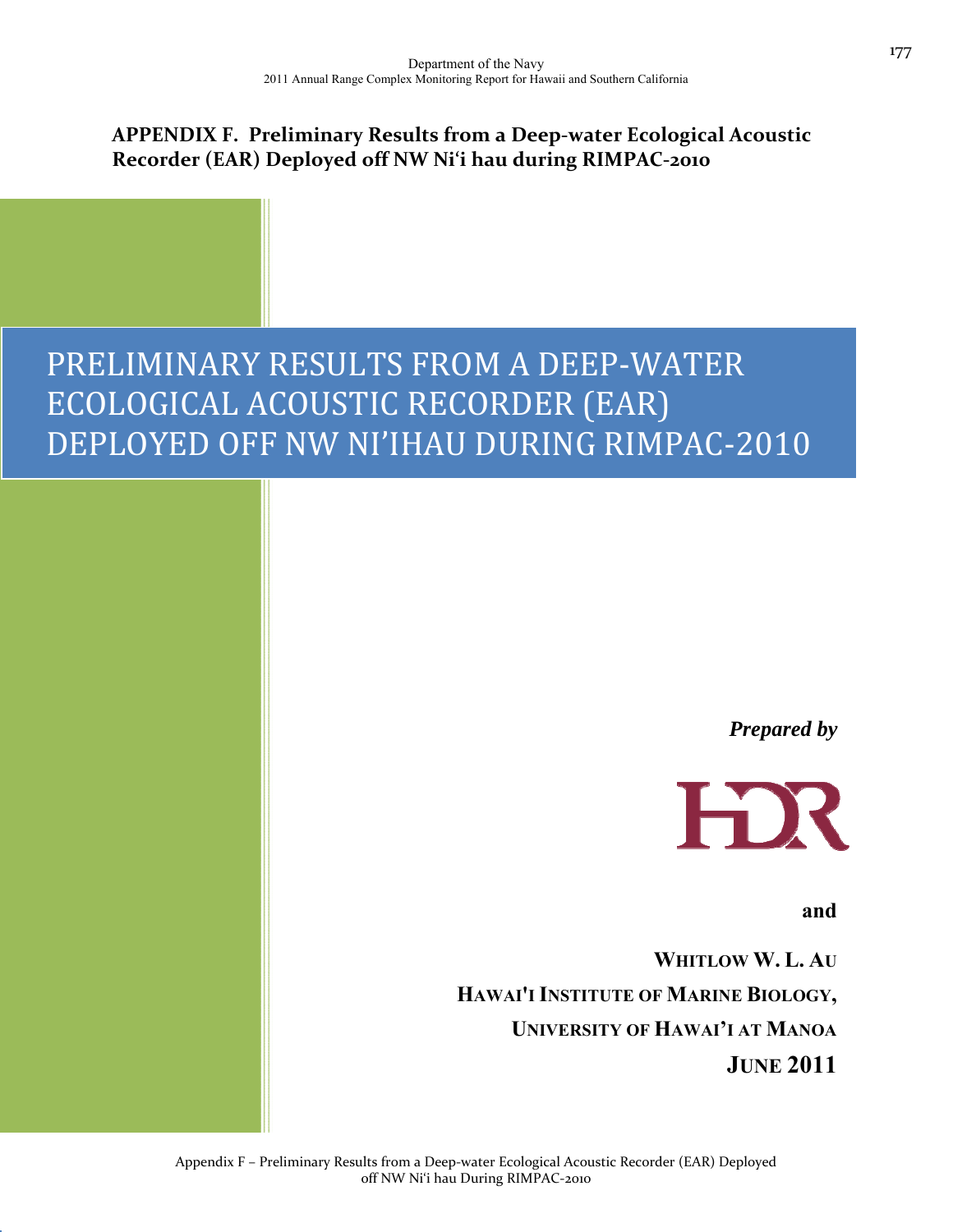## APPENDIX F. Preliminary Results from a Deep-water Ecological Acoustic Recorder (EAR) Deployed off NW Ni‘i hau during RIMPAC-2010

# PRELIMINARY RESULTS FROM A DEEP-WATER ECOLOGICAL ACOUSTIC RECORDER (EAR) DEPLOYED OFF NW NI'IHAU DURING RIMPAC-2010

***Prepared by***

HDR

**and**

**WHITLOW W. L. AU**

**HAWAI'I INSTITUTE OF MARINE BIOLOGY,**

**UNIVERSITY OF HAWAI'I AT MANOA**

**JUNE 2011**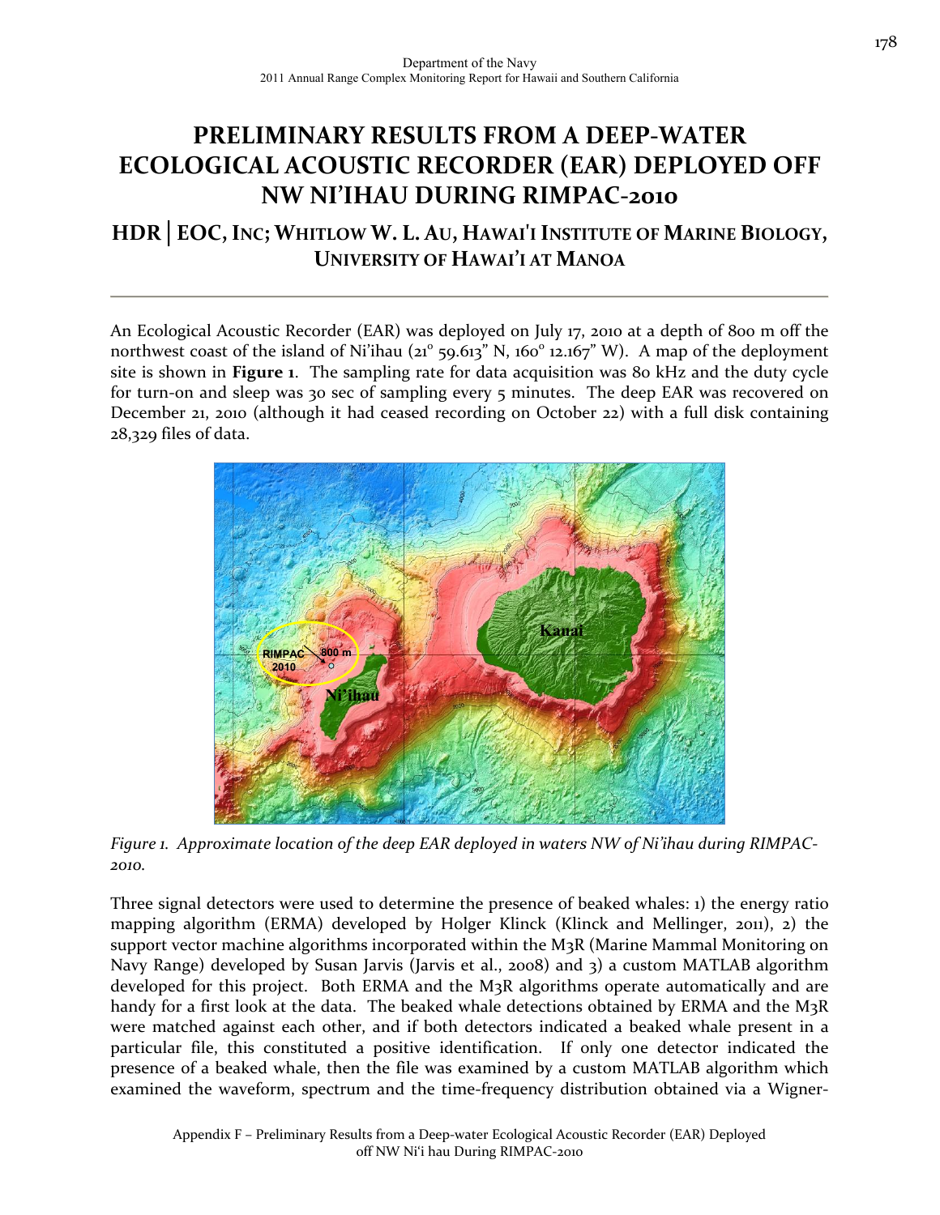# PRELIMINARY RESULTS FROM A DEEP-WATER ECOLOGICAL ACOUSTIC RECORDER (EAR) DEPLOYED OFF NW NI'IHAU DURING RIMPAC-2010

## HDR | EOC, INC; WHITLOW W. L. AU, HAWAI'I INSTITUTE OF MARINE BIOLOGY, UNIVERSITY OF HAWAI'I AT MANOA

---

An Ecological Acoustic Recorder (EAR) was deployed on July 17, 2010 at a depth of 800 m off the northwest coast of the island of Ni'ihau (21° 59.613" N, 160° 12.167" W). A map of the deployment site is shown in **Figure 1**. The sampling rate for data acquisition was 80 kHz and the duty cycle for turn-on and sleep was 30 sec of sampling every 5 minutes. The deep EAR was recovered on December 21, 2010 (although it had ceased recording on October 22) with a full disk containing 28,329 files of data.

*Figure 1. Approximate location of the deep EAR deployed in waters NW of Ni'ihau during RIMPAC-2010.*

Three signal detectors were used to determine the presence of beaked whales: 1) the energy ratio mapping algorithm (ERMA) developed by Holger Klinck (Klinck and Mellinger, 2011), 2) the support vector machine algorithms incorporated within the M3R (Marine Mammal Monitoring on Navy Range) developed by Susan Jarvis (Jarvis et al., 2008) and 3) a custom MATLAB algorithm developed for this project. Both ERMA and the M3R algorithms operate automatically and are handy for a first look at the data. The beaked whale detections obtained by ERMA and the M3R were matched against each other, and if both detectors indicated a beaked whale present in a particular file, this constituted a positive identification. If only one detector indicated the presence of a beaked whale, then the file was examined by a custom MATLAB algorithm which examined the waveform, spectrum and the time-frequency distribution obtained via a Wigner-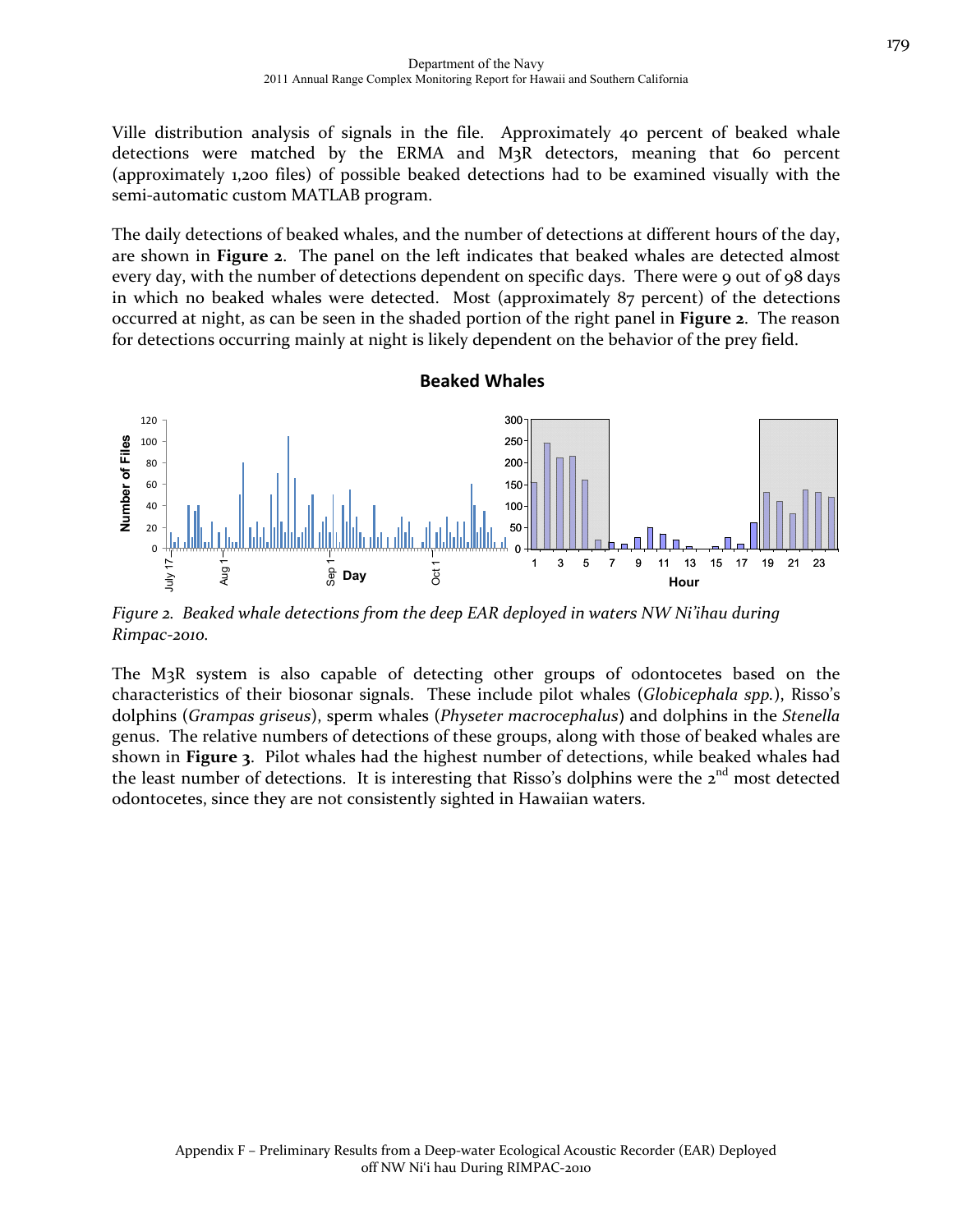Ville distribution analysis of signals in the file. Approximately 40 percent of beaked whale detections were matched by the ERMA and M3R detectors, meaning that 60 percent (approximately 1,200 files) of possible beaked detections had to be examined visually with the semi-automatic custom MATLAB program.

The daily detections of beaked whales, and the number of detections at different hours of the day, are shown in **Figure 2**. The panel on the left indicates that beaked whales are detected almost every day, with the number of detections dependent on specific days. There were 9 out of 98 days in which no beaked whales were detected. Most (approximately 87 percent) of the detections occurred at night, as can be seen in the shaded portion of the right panel in **Figure 2**. The reason for detections occurring mainly at night is likely dependent on the behavior of the prey field.

*Figure 2. Beaked whale detections from the deep EAR deployed in waters NW Ni'ihau during Rimpac-2010.*

The M3R system is also capable of detecting other groups of odontocetes based on the characteristics of their biosonar signals. These include pilot whales (*Globicephala spp.*), Risso's dolphins (*Grampas griseus*), sperm whales (*Physeter macrocephalus*) and dolphins in the *Stenella* genus. The relative numbers of detections of these groups, along with those of beaked whales are shown in **Figure 3**. Pilot whales had the highest number of detections, while beaked whales had the least number of detections. It is interesting that Risso's dolphins were the 2nd most detected odontocetes, since they are not consistently sighted in Hawaiian waters.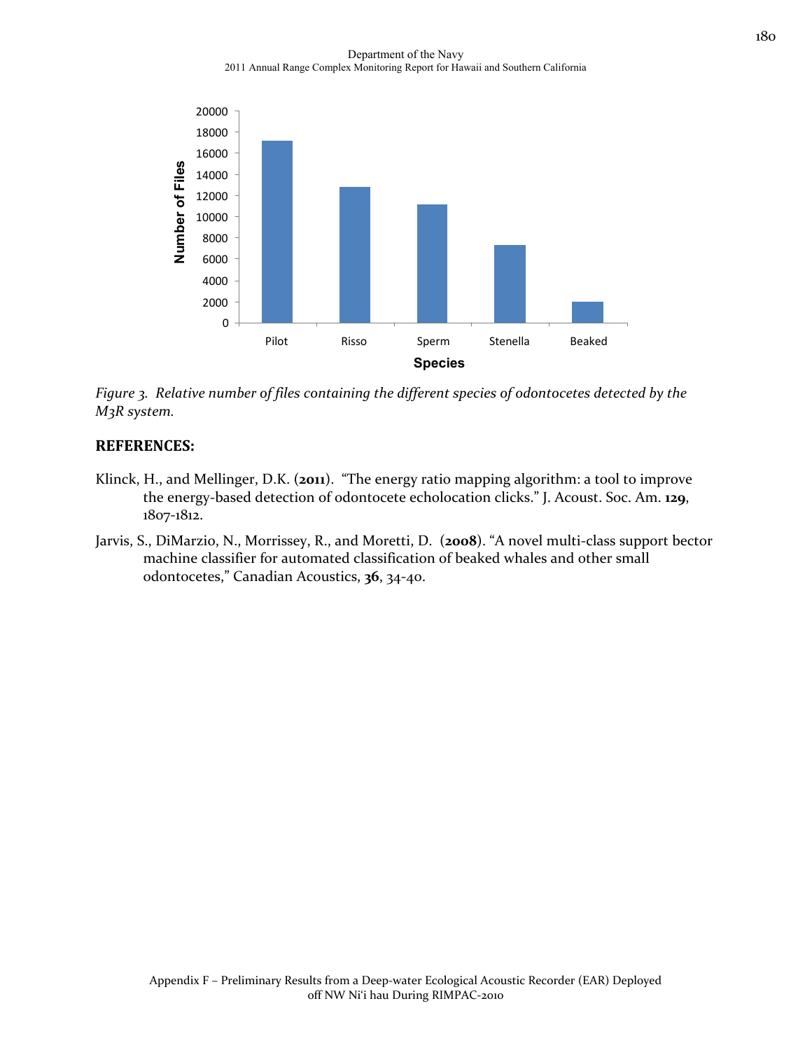20000
18000
16000
14000
12000
10000
8000
6000
4000
2000
0

Number of Files

Pilot
Risso
Sperm
Stenella
Beaked

Species

*Figure 3. Relative number of files containing the different species of odontocetes detected by the M3R system.*

## REFERENCES:

Klinck, H., and Mellinger, D.K. (**2011**). "The energy ratio mapping algorithm: a tool to improve the energy-based detection of odontocete echolocation clicks." J. Acoust. Soc. Am. **129**, 1807-1812.

Jarvis, S., DiMarzio, N., Morrissey, R., and Moretti, D. (**2008**). "A novel multi-class support bector machine classifier for automated classification of beaked whales and other small odontocetes," Canadian Acoustics, **36**, 34-40.